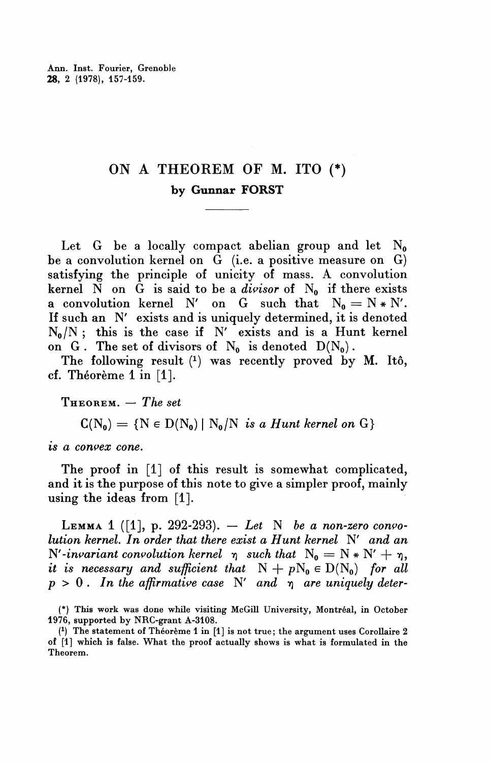# ON A THEOREM OF M. ITO (*)

**by Gunnar FORST**

Let $G$ be a locally compact abelian group and let $N_0$ be a convolution kernel on $G$ (i.e. a positive measure on $G$) satisfying the principle of unicity of mass. A convolution kernel $N$ on $G$ is said to be a *divisor* of $N_0$ if there exists a convolution kernel $N'$ on $G$ such that $N_0 = N * N'$. If such an $N'$ exists and is uniquely determined, it is denoted $N_0/N$ ; this is the case if $N'$ exists and is a Hunt kernel on $G$. The set of divisors of $N_0$ is denoted $D(N_0)$.

The following result [1] was recently proved by M. Itô, cf. Théorème 1 in [1].

THEOREM. — *The set*

$$C(N_0) = \{N \in D(N_0) \mid N_0/N \text{ is a Hunt kernel on } G\}$$

*is a convex cone.*

The proof in [1] of this result is somewhat complicated, and it is the purpose of this note to give a simpler proof, mainly using the ideas from [1].

LEMMA 1 ([1], p. 292-293). — *Let $N$ be a non-zero convolution kernel. In order that there exist a Hunt kernel $N'$ and an $N'$-invariant convolution kernel $\eta$ such that $N_0 = N * N' + \eta$, it is necessary and sufficient that $N + pN_0 \in D(N_0)$ for all $p > 0$. In the affirmative case $N'$ and $\eta$ are uniquely deter-*

(*) This work was done while visiting McGill University, Montréal, in October 1976, supported by NRC-grant A-3108.

(1) The statement of Théorème 1 in [1] is not true; the argument uses Corollaire 2 of [1] which is false. What the proof actually shows is what is formulated in the Theorem.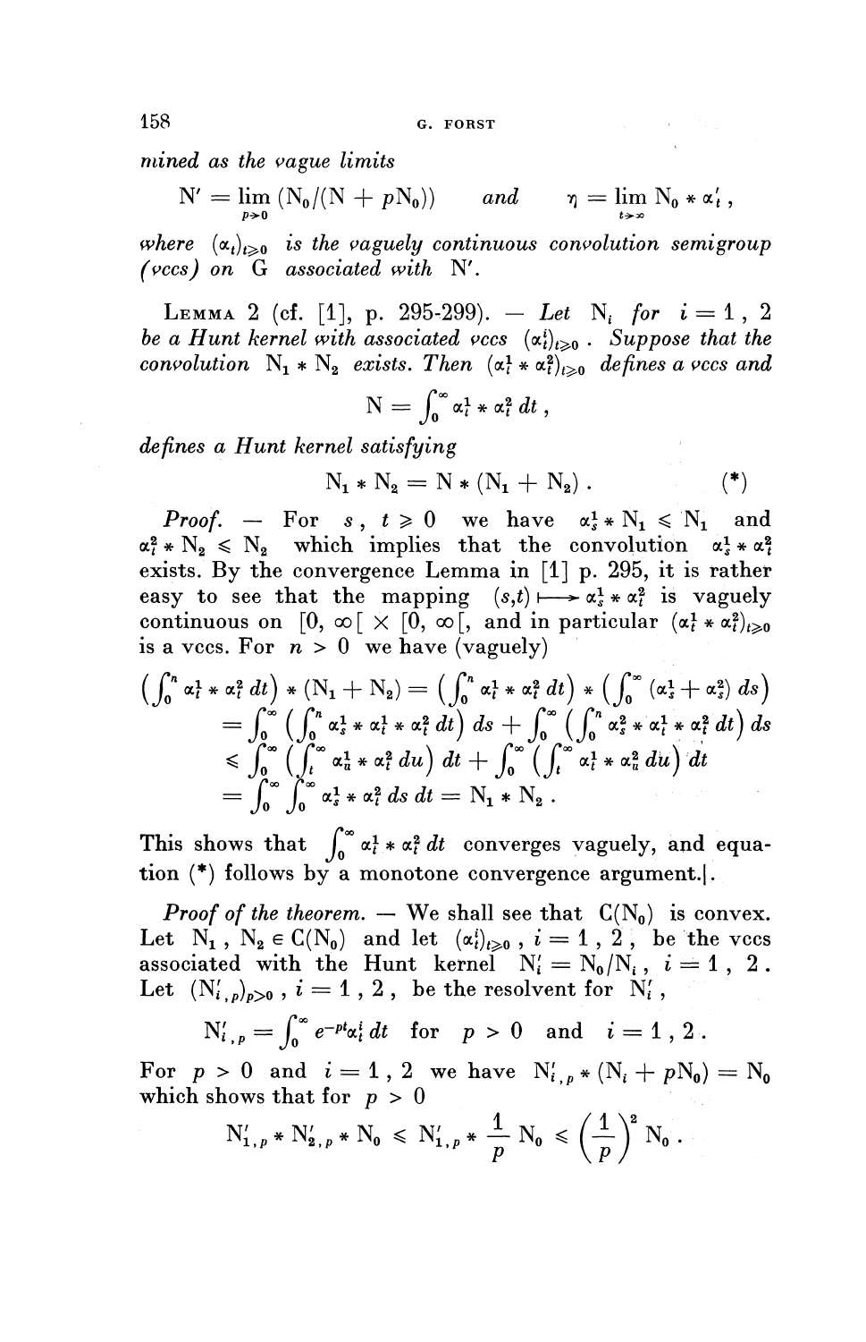*mined as the vague limits*

$$N' = \lim_{p \to 0} (N_0/(N + pN_0)) \qquad \textit{and} \qquad \eta = \lim_{t \to \infty} N_0 * \alpha'_t ,$$

*where* $(\alpha_t)_{t \geqslant 0}$ *is the vaguely continuous convolution semigroup (vccs) on* G *associated with* N'.

Lemma 2 (cf. [1], p. 295-299). — *Let* $N_i$ *for* $i = 1, 2$ *be a Hunt kernel with associated vccs* $(\alpha_t^i)_{t \geqslant 0}$. *Suppose that the convolution* $N_1 * N_2$ *exists. Then* $(\alpha_t^1 * \alpha_t^2)_{t \geqslant 0}$ *defines a vccs and*

$$N = \int_0^\infty \alpha_t^1 * \alpha_t^2 \, dt ,$$

*defines a Hunt kernel satisfying*

$$N_1 * N_2 = N * (N_1 + N_2) . \qquad (*)$$

*Proof.* — For $s, t \geqslant 0$ we have $\alpha_s^1 * N_1 \leqslant N_1$ and $\alpha_t^2 * N_2 \leqslant N_2$ which implies that the convolution $\alpha_s^1 * \alpha_t^2$ exists. By the convergence Lemma in [1] p. 295, it is rather easy to see that the mapping $(s,t) \longmapsto \alpha_s^1 * \alpha_t^2$ is vaguely continuous on $[0, \infty[ \times [0, \infty[$, and in particular $(\alpha_t^1 * \alpha_t^2)_{t \geqslant 0}$ is a vccs. For $n > 0$ we have (vaguely)

$$\begin{aligned}
\left(\int_0^n \alpha_t^1 * \alpha_t^2 \, dt\right) * (N_1 + N_2) &= \left(\int_0^n \alpha_t^1 * \alpha_t^2 \, dt\right) * \left(\int_0^\infty (\alpha_s^1 + \alpha_s^2) \, ds\right) \\
&= \int_0^\infty \left(\int_0^n \alpha_s^1 * \alpha_t^1 * \alpha_t^2 \, dt\right) ds + \int_0^\infty \left(\int_0^n \alpha_s^2 * \alpha_t^1 * \alpha_t^2 \, dt\right) ds \\
&\leqslant \int_0^\infty \left(\int_t^\infty \alpha_u^1 * \alpha_t^2 \, du\right) dt + \int_0^\infty \left(\int_t^\infty \alpha_t^1 * \alpha_u^2 \, du\right) dt \\
&= \int_0^\infty \int_0^\infty \alpha_s^1 * \alpha_t^2 \, ds \, dt = N_1 * N_2 .
\end{aligned}$$

This shows that $\int_0^\infty \alpha_t^1 * \alpha_t^2 \, dt$ converges vaguely, and equation (*) follows by a monotone convergence argument.|.

*Proof of the theorem.* — We shall see that $C(N_0)$ is convex. Let $N_1, N_2 \in C(N_0)$ and let $(\alpha_t^i)_{t \geqslant 0}$, $i = 1, 2$, be the vccs associated with the Hunt kernel $N'_i = N_0/N_i$, $i = 1, 2$. Let $(N'_{i,p})_{p > 0}$, $i = 1, 2$, be the resolvent for $N'_i$,

$$N'_{i,p} = \int_0^\infty e^{-pt} \alpha_t^i \, dt \quad \text{for} \quad p > 0 \quad \text{and} \quad i = 1, 2 .$$

For $p > 0$ and $i = 1, 2$ we have $N'_{i,p} * (N_i + pN_0) = N_0$ which shows that for $p > 0$

$$N'_{1,p} * N'_{2,p} * N_0 \leqslant N'_{1,p} * \frac{1}{p} N_0 \leqslant \left(\frac{1}{p}\right)^2 N_0 .$$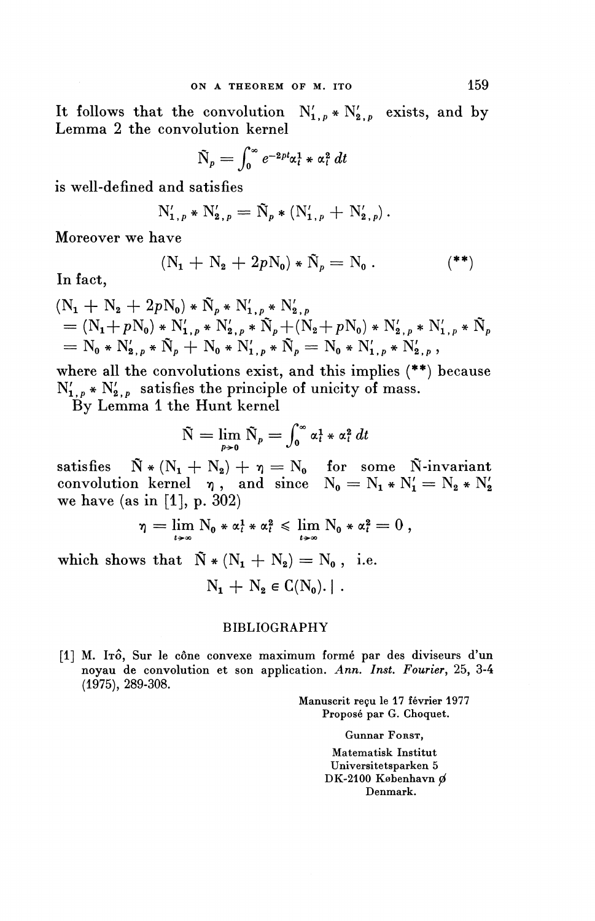It follows that the convolution $N'_{1,p} * N'_{2,p}$ exists, and by Lemma 2 the convolution kernel

$$\tilde{N}_p = \int_0^\infty e^{-2pt}\alpha_t^1 * \alpha_t^2 \, dt$$

is well-defined and satisfies

$$N'_{1,p} * N'_{2,p} = \tilde{N}_p * (N'_{1,p} + N'_{2,p}).$$

Moreover we have

$$(N_1 + N_2 + 2pN_0) * \tilde{N}_p = N_0 . \qquad (**)$$

In fact,

$$\begin{aligned}
&(N_1 + N_2 + 2pN_0) * \tilde{N}_p * N'_{1,p} * N'_{2,p} \\
&= (N_1 + pN_0) * N'_{1,p} * N'_{2,p} * \tilde{N}_p + (N_2 + pN_0) * N'_{2,p} * N'_{1,p} * \tilde{N}_p \\
&= N_0 * N'_{2,p} * \tilde{N}_p + N_0 * N'_{1,p} * \tilde{N}_p = N_0 * N'_{1,p} * N'_{2,p} ,
\end{aligned}$$

where all the convolutions exist, and this implies (**) because $N'_{1,p} * N'_{2,p}$ satisfies the principle of unicity of mass.

By Lemma 1 the Hunt kernel

$$\tilde{N} = \lim_{p \to 0} \tilde{N}_p = \int_0^\infty \alpha_t^1 * \alpha_t^2 \, dt$$

satisfies $\tilde{N} * (N_1 + N_2) + \eta = N_0$ for some $\tilde{N}$-invariant convolution kernel $\eta$, and since $N_0 = N_1 * N'_1 = N_2 * N'_2$ we have (as in [1], p. 302)

$$\eta = \lim_{t \to \infty} N_0 * \alpha_t^1 * \alpha_t^2 \leqslant \lim_{t \to \infty} N_0 * \alpha_t^2 = 0 ,$$

which shows that $\tilde{N} * (N_1 + N_2) = N_0$, i.e.

$$N_1 + N_2 \in C(N_0). \, | \, .$$

## BIBLIOGRAPHY

[1] M. Itô, Sur le cône convexe maximum formé par des diviseurs d'un noyau de convolution et son application. *Ann. Inst. Fourier*, 25, 3-4 (1975), 289-308.

Manuscrit reçu le 17 février 1977
Proposé par G. Choquet.

Gunnar Forst,
Matematisk Institut
Universitetsparken 5
DK-2100 København Ø
Denmark.